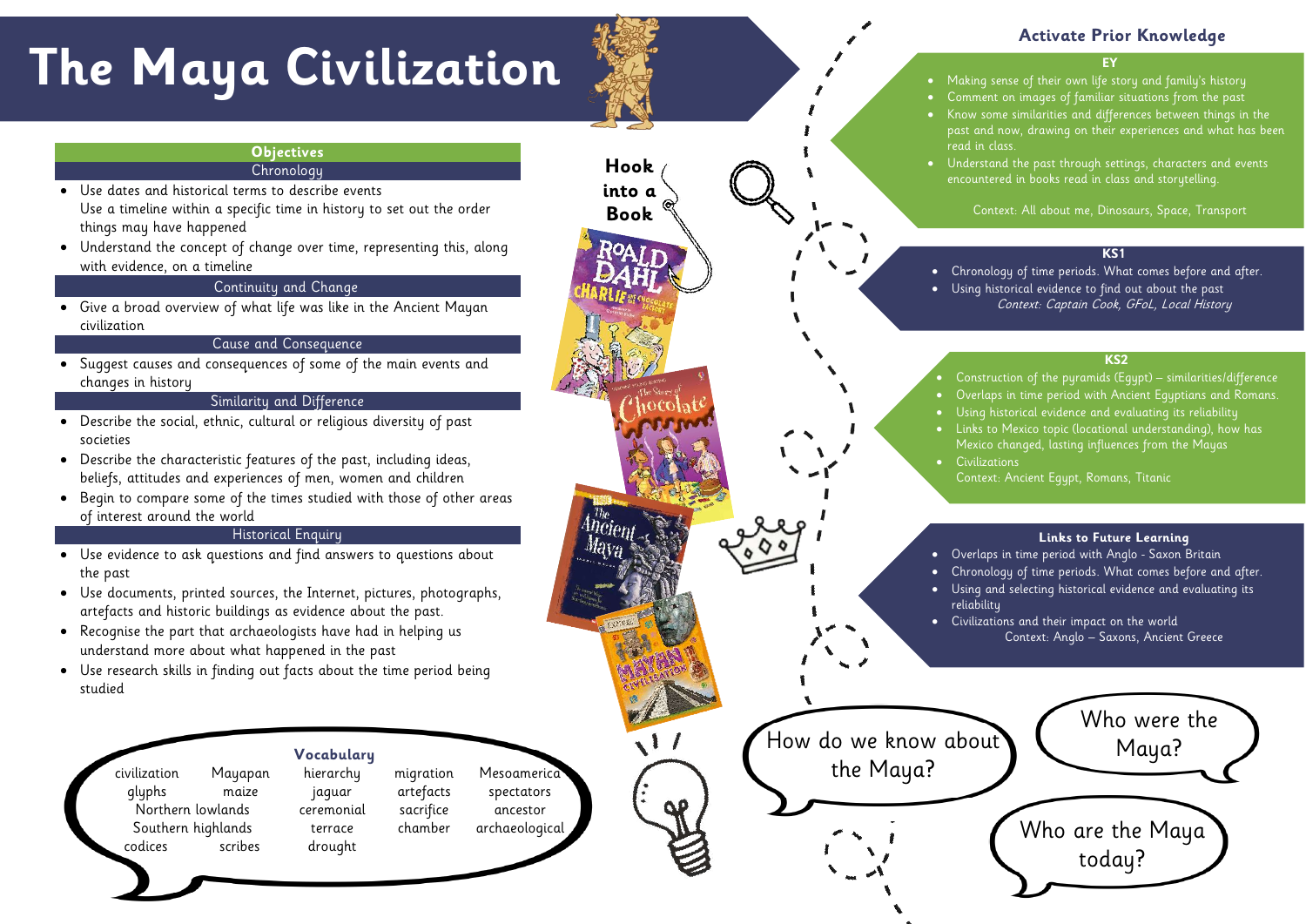# The Maya Civilization

## Objectives

### Chronology

- Use dates and historical terms to describe events
  Use a timeline within a specific time in history to set out the order things may have happened
- Understand the concept of change over time, representing this, along with evidence, on a timeline

### Continuity and Change

- Give a broad overview of what life was like in the Ancient Mayan civilization

### Cause and Consequence

- Suggest causes and consequences of some of the main events and changes in history

### Similarity and Difference

- Describe the social, ethnic, cultural or religious diversity of past societies
- Describe the characteristic features of the past, including ideas, beliefs, attitudes and experiences of men, women and children
- Begin to compare some of the times studied with those of other areas of interest around the world

### Historical Enquiry

- Use evidence to ask questions and find answers to questions about the past
- Use documents, printed sources, the Internet, pictures, photographs, artefacts and historic buildings as evidence about the past.
- Recognise the part that archaeologists have had in helping us understand more about what happened in the past
- Use research skills in finding out facts about the time period being studied

## Vocabulary

civilization, Mayapan, hierarchy, migration, Mesoamerica, glyphs, maize, jaguar, artefacts, spectators, Northern lowlands, ceremonial, sacrifice, ancestor, Southern highlands, terrace, chamber, archaeological, codices, scribes, drought

## Hook into a Book

## Activate Prior Knowledge

### EY

- Making sense of their own life story and family's history
- Comment on images of familiar situations from the past
- Know some similarities and differences between things in the past and now, drawing on their experiences and what has been read in class.
- Understand the past through settings, characters and events encountered in books read in class and storytelling.

Context: All about me, Dinosaurs, Space, Transport

### KS1

- Chronology of time periods. What comes before and after.
- Using historical evidence to find out about the past

*Context: Captain Cook, GFoL, Local History*

### KS2

- Construction of the pyramids (Egypt) – similarities/difference
- Overlaps in time period with Ancient Egyptians and Romans.
- Using historical evidence and evaluating its reliability
- Links to Mexico topic (locational understanding), how has Mexico changed, lasting influences from the Mayas
- Civilizations

Context: Ancient Egypt, Romans, Titanic

### Links to Future Learning

- Overlaps in time period with Anglo - Saxon Britain
- Chronology of time periods. What comes before and after.
- Using and selecting historical evidence and evaluating its reliability
- Civilizations and their impact on the world

Context: Anglo – Saxons, Ancient Greece

How do we know about the Maya?

Who were the Maya?

Who are the Maya today?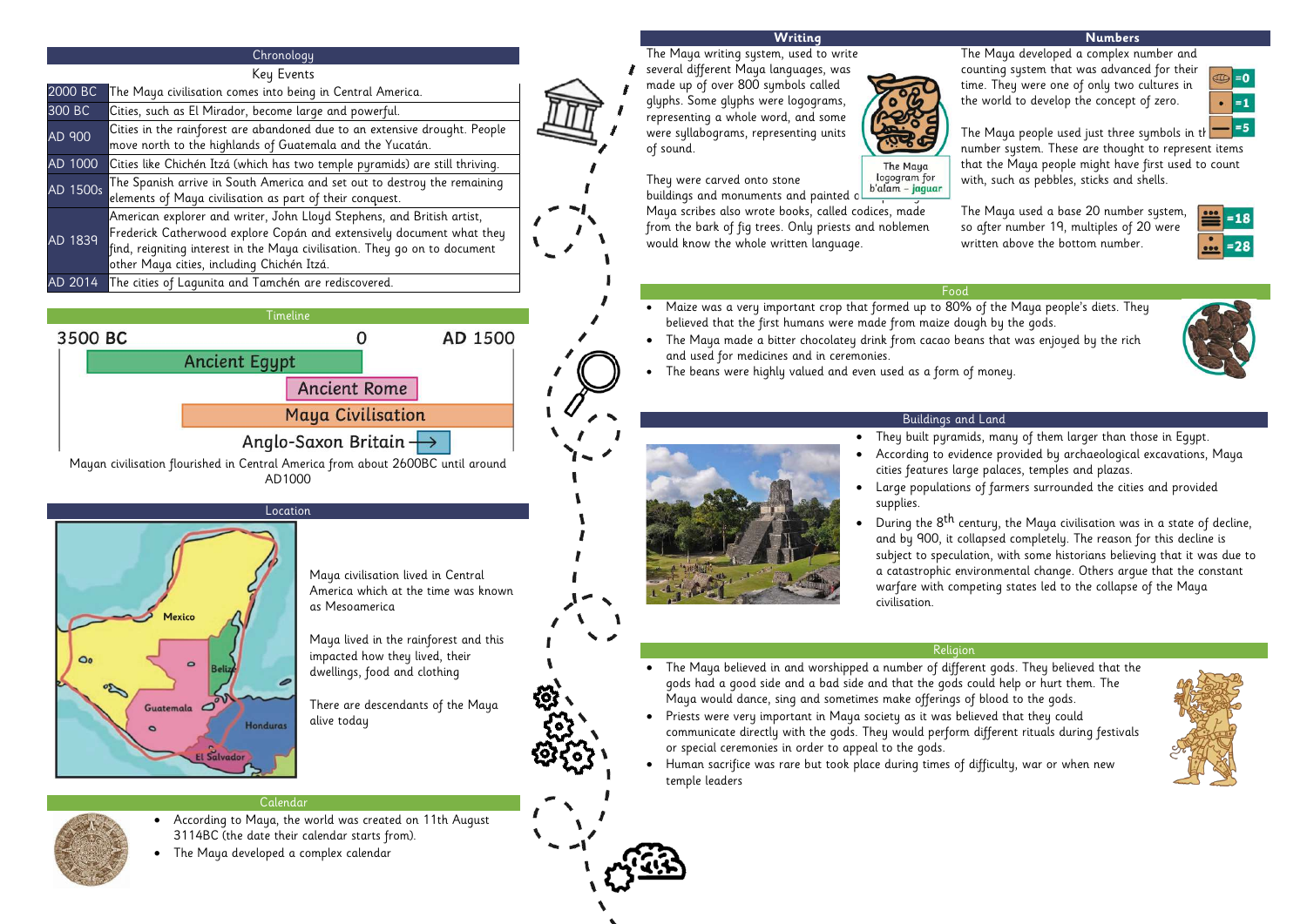## Chronology

### Key Events

| | |
|---|---|
| 2000 BC | The Maya civilisation comes into being in Central America. |
| 300 BC | Cities, such as El Mirador, become large and powerful. |
| AD 900 | Cities in the rainforest are abandoned due to an extensive drought. People move north to the highlands of Guatemala and the Yucatán. |
| AD 1000 | Cities like Chichén Itzá (which has two temple pyramids) are still thriving. |
| AD 1500s | The Spanish arrive in South America and set out to destroy the remaining elements of Maya civilisation as part of their conquest. |
| AD 1839 | American explorer and writer, John Lloyd Stephens, and British artist, Frederick Catherwood explore Copán and extensively document what they find, reigniting interest in the Maya civilisation. They go on to document other Maya cities, including Chichén Itzá. |
| AD 2014 | The cities of Lagunita and Tamchén are rediscovered. |

## Timeline

3500 BC
0
AD 1500
Ancient Egypt
Ancient Rome
Maya Civilisation
Anglo-Saxon Britain →

Mayan civilisation flourished in Central America from about 2600BC until around AD1000

## Location

Mexico
Belize
Guatemala
Honduras
El Salvador

Maya civilisation lived in Central America which at the time was known as Mesoamerica

Maya lived in the rainforest and this impacted how they lived, their dwellings, food and clothing

There are descendants of the Maya alive today

## Calendar

- According to Maya, the world was created on 11th August 3114BC (the date their calendar starts from).
- The Maya developed a complex calendar

## Writing

The Maya writing system, used to write several different Maya languages, was made up of over 800 symbols called glyphs. Some glyphs were logograms, representing a whole word, and some were syllabograms, representing units of sound.

They were carved onto stone buildings and monuments and painted o... Maya scribes also wrote books, called codices, made from the bark of fig trees. Only priests and noblemen would know the whole written language.

The Maya logogram for b'alam – *jaguar*

## Numbers

The Maya developed a complex number and counting system that was advanced for their time. They were one of only two cultures in the world to develop the concept of zero.

The Maya people used just three symbols in th... number system. These are thought to represent items that the Maya people might have first used to count with, such as pebbles, sticks and shells.

The Maya used a base 20 number system, so after number 19, multiples of 20 were written above the bottom number.

=0
=1
=5
=18
=28

## Food

- Maize was a very important crop that formed up to 80% of the Maya people's diets. They believed that the first humans were made from maize dough by the gods.
- The Maya made a bitter chocolatey drink from cacao beans that was enjoyed by the rich and used for medicines and in ceremonies.
- The beans were highly valued and even used as a form of money.

## Buildings and Land

- They built pyramids, many of them larger than those in Egypt.
- According to evidence provided by archaeological excavations, Maya cities features large palaces, temples and plazas.
- Large populations of farmers surrounded the cities and provided supplies.
- During the 8th century, the Maya civilisation was in a state of decline, and by 900, it collapsed completely. The reason for this decline is subject to speculation, with some historians believing that it was due to a catastrophic environmental change. Others argue that the constant warfare with competing states led to the collapse of the Maya civilisation.

## Religion

- The Maya believed in and worshipped a number of different gods. They believed that the gods had a good side and a bad side and that the gods could help or hurt them. The Maya would dance, sing and sometimes make offerings of blood to the gods.
- Priests were very important in Maya society as it was believed that they could communicate directly with the gods. They would perform different rituals during festivals or special ceremonies in order to appeal to the gods.
- Human sacrifice was rare but took place during times of difficulty, war or when new temple leaders